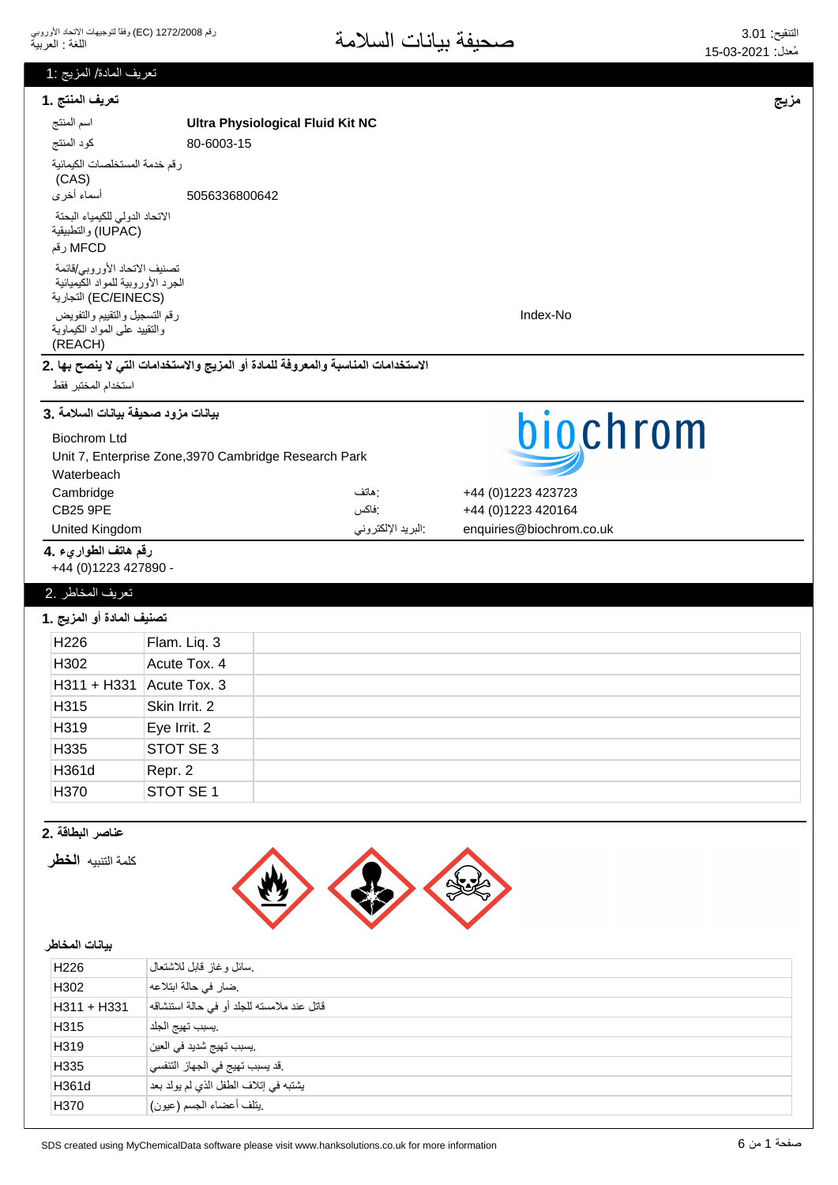# صحيفة بيانات السلامة

وفقاً لتوجيهات الاتحاد الأوروبي (EC) رقم 1272/2008
اللغة : العربية

التنقيح: 3.01
مُعدل: 15-03-2021

## تعريف المادة/ المزيج :1

### 1. تعريف المنتج

**مزيج**

| | |
|---|---|
| اسم المنتج | **Ultra Physiological Fluid Kit NC** |
| كود المنتج | 80-6003-15 |
| رقم خدمة المستخلصات الكيمائية (CAS) | |
| أسماء أخرى | 5056336800642 |
| الاتحاد الدولي للكيمياء البحتة والتطبيقية (IUPAC) | |
| رقم MFCD | |
| تصنيف الاتحاد الأوروبي/قائمة الجرد الأوروبية للمواد الكيميائية التجارية (EC/EINECS) | |
| رقم التسجيل والتقييم والتفويض والتقييد على المواد الكيماوية (REACH) | Index-No |

### 2. الاستخدامات المناسبة والمعروفة للمادة أو المزيج والاستخدامات التي لا ينصح بها

استخدام المختبر فقط

### 3. بيانات مزود صحيفة بيانات السلامة

Biochrom Ltd
Unit 7, Enterprise Zone,3970 Cambridge Research Park
Waterbeach
Cambridge
CB25 9PE
United Kingdom

هاتف: +44 (0)1223 423723
فاكس: +44 (0)1223 420164
البريد الإلكتروني: enquiries@biochrom.co.uk

### 4. رقم هاتف الطوارىء

+44 (0)1223 427890 -

## تعريف المخاطر .2

### 1. تصنيف المادة أو المزيج

| | | |
|---|---|---|
| H226 | Flam. Liq. 3 | |
| H302 | Acute Tox. 4 | |
| H311 + H331 | Acute Tox. 3 | |
| H315 | Skin Irrit. 2 | |
| H319 | Eye Irrit. 2 | |
| H335 | STOT SE 3 | |
| H361d | Repr. 2 | |
| H370 | STOT SE 1 | |

### 2. عناصر البطاقة

كلمة التنبيه **الخطر**

#### بيانات المخاطر

| | |
|---|---|
| H226 | .سائل وغاز قابل للاشتعال |
| H302 | .ضار في حالة ابتلاعه |
| H311 + H331 | قاتل عند ملامسته للجلد أو في حالة استنشاقه |
| H315 | .يسبب تهيج الجلد |
| H319 | .يسبب تهيج شديد في العين |
| H335 | .قد يسبب تهيج في الجهاز التنفسي |
| H361d | يشتبه في إتلاف الطفل الذي لم يولد بعد |
| H370 | .يتلف أعضاء الجسم (عيون) |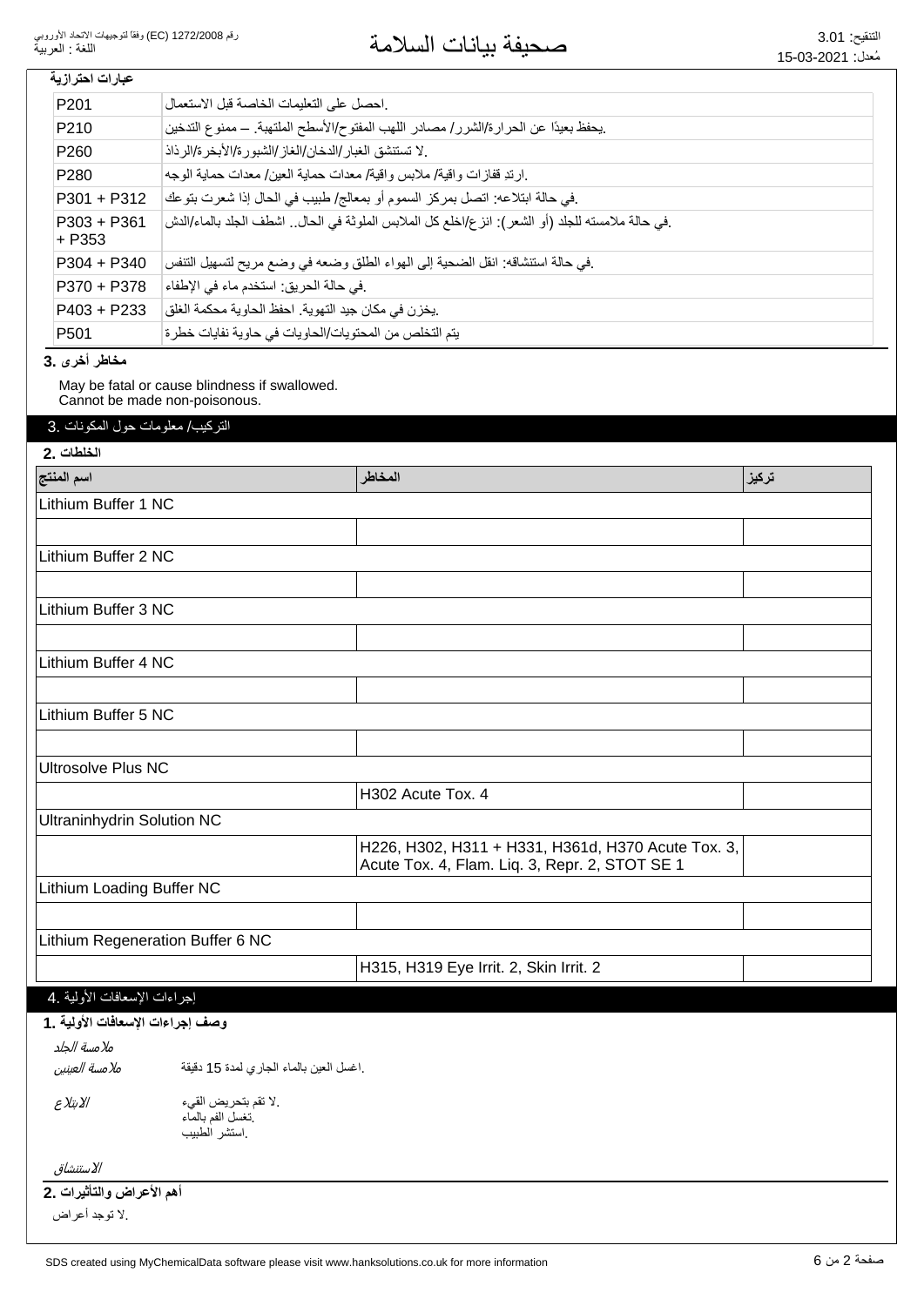**عبارات احترازية**

| | |
|---|---|
| P201 | .احصل على التعليمات الخاصة قبل الاستعمال |
| P210 | .يحفظ بعيدًا عن الحرارة/الشرر/ مصادر اللهب المفتوح/الأسطح الملتهبة. – ممنوع التدخين |
| P260 | .لا تستنشق الغبار/الدخان/الغاز/الشبورة/الأبخرة/الرذاذ |
| P280 | .ارتدِ قفازات واقية/ ملابس واقية/ معدات حماية العين/ معدات حماية الوجه |
| P301 + P312 | .في حالة ابتلاعه: اتصل بمركز السموم أو بمعالج/ طبيب في الحال إذا شعرت بتوعك |
| P303 + P361 + P353 | .في حالة ملامسته للجلد (أو الشعر): انزع/اخلع كل الملابس الملوثة في الحال.. اشطف الجلد بالماء/الدش |
| P304 + P340 | .في حالة استنشاقه: انقل الضحية إلى الهواء الطلق وضعه في وضع مريح لتسهيل التنفس |
| P370 + P378 | .في حالة الحريق: استخدم ماء في الإطفاء |
| P403 + P233 | .يخزن في مكان جيد التهوية. احفظ الحاوية محكمة الغلق |
| P501 | يتم التخلص من المحتويات/الحاويات في حاوية نفايات خطرة |

**مخاطر أخرى .3**

May be fatal or cause blindness if swallowed.
Cannot be made non-poisonous.

## التركيب/ معلومات حول المكونات .3

**الخلطات .2**

| اسم المنتج | المخاطر | تركيز |
|---|---|---|
| Lithium Buffer 1 NC | | |
| | | |
| Lithium Buffer 2 NC | | |
| | | |
| Lithium Buffer 3 NC | | |
| | | |
| Lithium Buffer 4 NC | | |
| | | |
| Lithium Buffer 5 NC | | |
| | | |
| Ultrosolve Plus NC | | |
| | H302 Acute Tox. 4 | |
| Ultraninhydrin Solution NC | | |
| | H226, H302, H311 + H331, H361d, H370 Acute Tox. 3, Acute Tox. 4, Flam. Liq. 3, Repr. 2, STOT SE 1 | |
| Lithium Loading Buffer NC | | |
| | | |
| Lithium Regeneration Buffer 6 NC | | |
| | H315, H319 Eye Irrit. 2, Skin Irrit. 2 | |

## إجراءات الإسعافات الأولية .4

**وصف إجراءات الإسعافات الأولية .1**

*ملامسة الجلد*

*ملامسة العينين* .اغسل العين بالماء الجاري لمدة 15 دقيقة

*الابتلاع* .لا تقم بتحريض القيء
.تغسل الفم بالماء
.استشر الطبيب

*الاستنشاق*

**أهم الأعراض والتأثيرات .2**

.لا توجد أعراض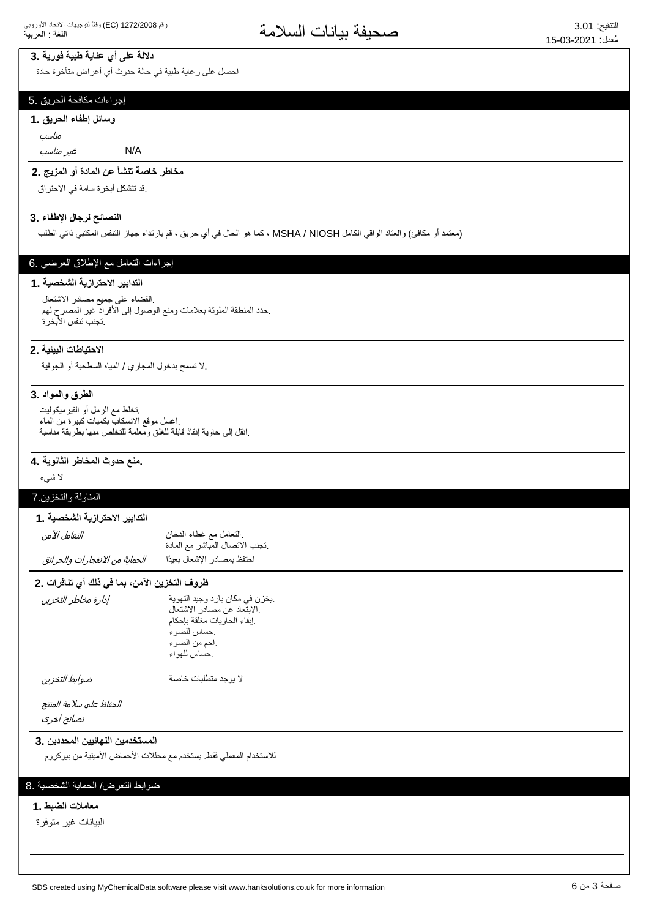### دلالة على أي عناية طبية فورية .3

احصل على رعاية طبية في حالة حدوث أي أعراض متأخرة حادة

## إجراءات مكافحة الحريق .5

### وسائل إطفاء الحريق .1

| | |
|---|---|
| *مناسب* | |
| *غير مناسب* | N/A |

### مخاطر خاصة تنشأ عن المادة أو المزيج .2

.قد تتشكل أبخرة سامة في الاحتراق

### النصائح لرجال الإطفاء .3

(معتمد أو مكافئ) والعتاد الواقي الكامل MSHA / NIOSH ، كما هو الحال في أي حريق ، قم بارتداء جهاز التنفس المكتبي ذاتي الطلب

## إجراءات التعامل مع الإطلاق العرضي .6

### التدابير الاحترازية الشخصية .1

.القضاء على جميع مصادر الاشتعال
.حدد المنطقة الملوثة بعلامات ومنع الوصول إلى الأفراد غير المصرح لهم
.تجنب تنفس الأبخرة

### الاحتياطات البيئية .2

.لا تسمح بدخول المجاري / المياه السطحية أو الجوفية

### الطرق والمواد .3

.تخلط مع الرمل أو الفيرميكوليت
.اغسل موقع الانسكاب بكميات كبيرة من الماء
.انقل إلى حاوية إنقاذ قابلة للغلق ومعلمة للتخلص منها بطريقة مناسبة

### .منع حدوث المخاطر الثانوية .4

لا شيء

## المناولة والتخزين.7

### التدابير الاحترازية الشخصية .1

| | |
|---|---|
| *التعامل الآمن* | .التعامل مع غطاء الدخان<br>.تجنب الاتصال المباشر مع المادة |
| *الحماية من الانفجارات والحرائق* | احتفظ بمصادر الإشعال بعيدًا |

### ظروف التخزين الآمن، بما في ذلك أي تنافرات .2

| | |
|---|---|
| *إدارة مخاطر التخزين* | .يخزن في مكان بارد وجيد التهوية<br>.الابتعاد عن مصادر الاشتعال<br>.إبقاء الحاويات مغلقة بإحكام<br>.حساس للضوء<br>.احم من الضوء<br>.حساس للهواء |
| *ضوابط التخزين* | لا يوجد متطلبات خاصة |
| *الحفاظ على سلامة المنتج* | |
| *نصائح أخرى* | |

### المستخدمين النهائيين المحددين .3

للاستخدام المعملي فقط. يستخدم مع محللات الأحماض الأمينية من بيوكروم

## ضوابط التعرض/ الحماية الشخصية .8

### معاملات الضبط .1

البيانات غير متوفرة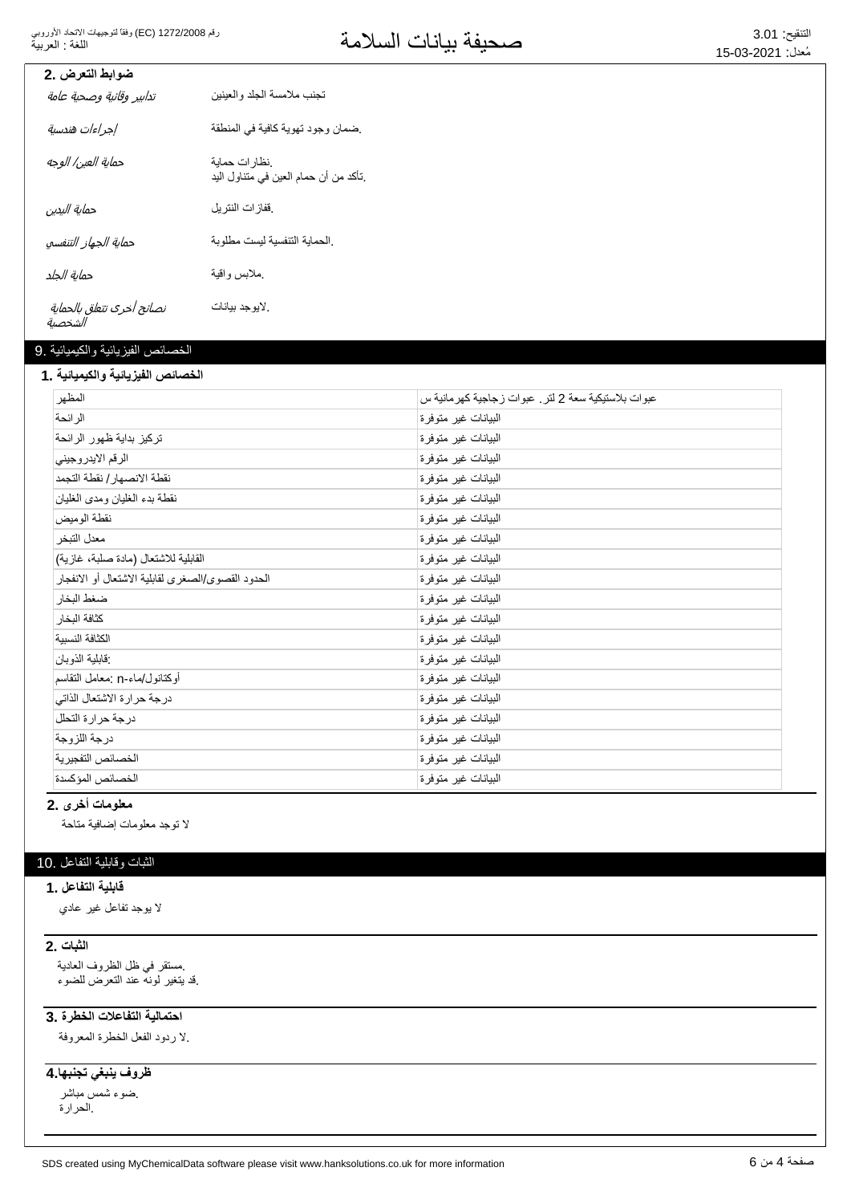## ضوابط التعرض .2

| | |
|---|---|
| *تدابير وقائية وصحية عامة* | تجنب ملامسة الجلد والعينين |
| *إجراءات هندسية* | .ضمان وجود تهوية كافية في المنطقة |
| *حماية العين/ الوجه* | .نظارات حماية<br>.تأكد من أن حمام العين في متناول اليد |
| *حماية اليدين* | .قفازات النتريل |
| *حماية الجهاز التنفسي* | .الحماية التنفسية ليست مطلوبة |
| *حماية الجلد* | .ملابس واقية |
| *نصائح أخرى تتعلق بالحماية الشخصية* | .لايوجد بيانات |

## الخصائص الفيزيائية والكيميائية .9

### الخصائص الفيزيائية والكيميائية .1

| | |
|---|---|
| المظهر | عبوات بلاستيكية سعة 2 لتر. عبوات زجاجية كهرمانية س |
| الرائحة | البيانات غير متوفرة |
| تركيز بداية ظهور الرائحة | البيانات غير متوفرة |
| الرقم الايدروجيني | البيانات غير متوفرة |
| نقطة الانصهار/ نقطة التجمد | البيانات غير متوفرة |
| نقطة بدء الغليان ومدى الغليان | البيانات غير متوفرة |
| نقطة الوميض | البيانات غير متوفرة |
| معدل التبخر | البيانات غير متوفرة |
| القابلية للاشتعال (مادة صلبة، غازية) | البيانات غير متوفرة |
| الحدود القصوى/الصغرى لقابلية الاشتعال أو الانفجار | البيانات غير متوفرة |
| ضغط البخار | البيانات غير متوفرة |
| كثافة البخار | البيانات غير متوفرة |
| الكثافة النسبية | البيانات غير متوفرة |
| قابلية الذوبان: | البيانات غير متوفرة |
| أوكتانول/ماء-n :معامل التقاسم | البيانات غير متوفرة |
| درجة حرارة الاشتعال الذاتي | البيانات غير متوفرة |
| درجة حرارة التحلل | البيانات غير متوفرة |
| درجة اللزوجة | البيانات غير متوفرة |
| الخصائص التفجيرية | البيانات غير متوفرة |
| الخصائص المؤكسدة | البيانات غير متوفرة |

### معلومات أخرى .2

لا توجد معلومات إضافية متاحة

## الثبات وقابلية التفاعل .10

### قابلية التفاعل .1

لا يوجد تفاعل غير عادي

### الثبات .2

.مستقر في ظل الظروف العادية
.قد يتغير لونه عند التعرض للضوء

### احتمالية التفاعلات الخطرة .3

.لا ردود الفعل الخطرة المعروفة

### ظروف ينبغي تجنبها.4

.ضوء شمس مباشر
.الحرارة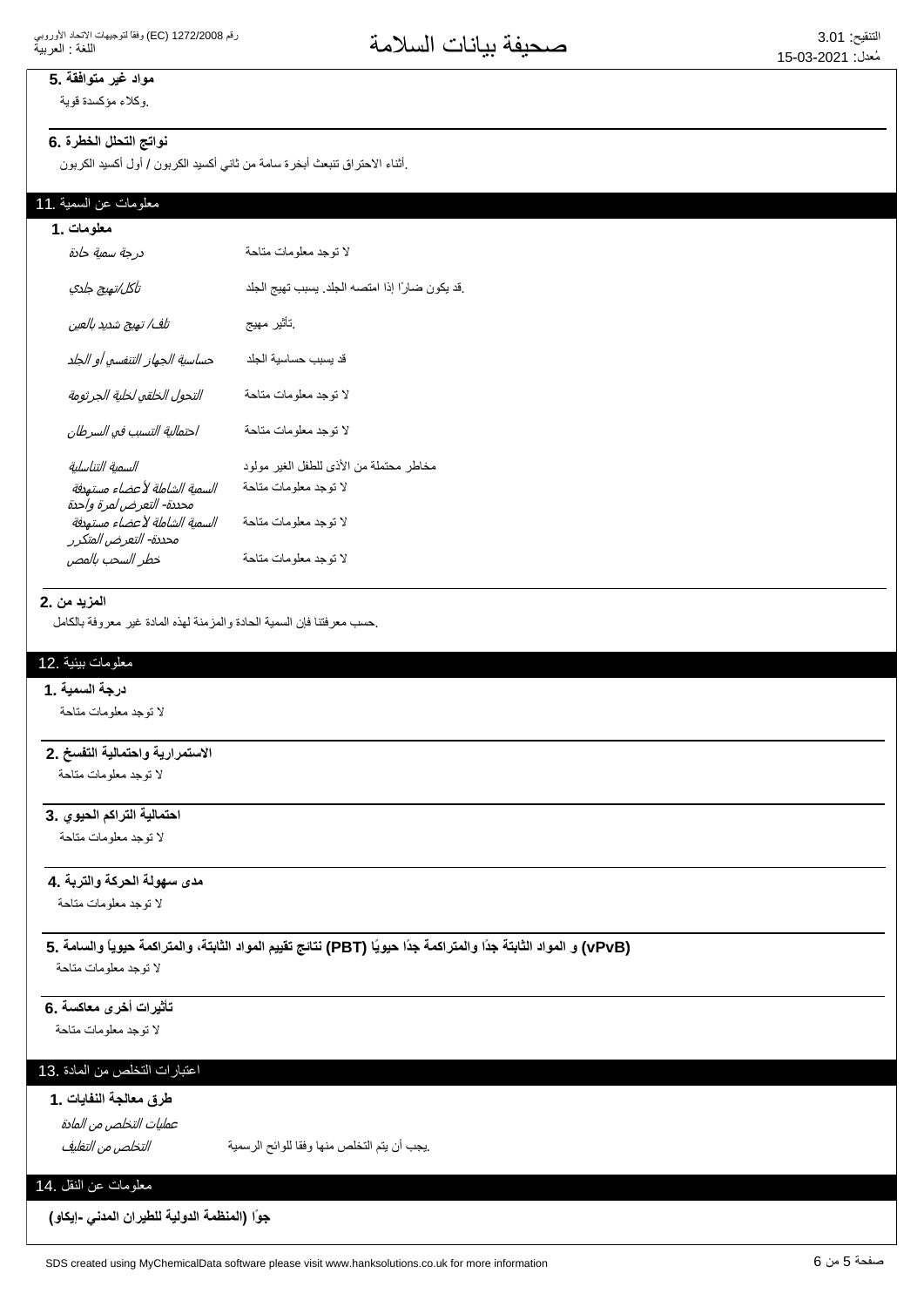**5. مواد غير متوافقة**

.وكلاء مؤكسدة قوية

**6. نواتج التحلل الخطرة**

.أثناء الاحتراق تنبعث أبخرة سامة من ثاني أكسيد الكربون / أول أكسيد الكربون

## 11. معلومات عن السمية

**1. معلومات**

| | |
|---|---|
| *درجة سمية حادة* | لا توجد معلومات متاحة |
| *تآكل/تهيج جلدي* | .قد يكون ضارًا إذا امتصه الجلد. يسبب تهيج الجلد |
| *تلف/ تهيج شديد بالعين* | .تأثير مهيج |
| *حساسية الجهاز التنفسي أو الجلد* | قد يسبب حساسية الجلد |
| *التحول الخلقي لخلية الجرثومة* | لا توجد معلومات متاحة |
| *احتمالية التسبب في السرطان* | لا توجد معلومات متاحة |
| *السمية التناسلية* | مخاطر محتملة من الأذى للطفل الغير مولود |
| *السمية الشاملة لأعضاء مستهدفة محددة- التعرض لمرة واحدة* | لا توجد معلومات متاحة |
| *السمية الشاملة لأعضاء مستهدفة محددة- التعرض المتكرر* | لا توجد معلومات متاحة |
| *خطر السحب بالمص* | لا توجد معلومات متاحة |

**2. المزيد من**

.حسب معرفتنا فإن السمية الحادة والمزمنة لهذه المادة غير معروفة بالكامل

## 12. معلومات بيئية

**1. درجة السمية**

لا توجد معلومات متاحة

**2. الاستمرارية واحتمالية التفسخ**

لا توجد معلومات متاحة

**3. احتمالية التراكم الحيوي**

لا توجد معلومات متاحة

**4. مدى سهولة الحركة والتربة**

لا توجد معلومات متاحة

**5. نتائج تقييم المواد الثابتة، والمتراكمة حيوياً والسامة (PBT) و المواد الثابتة جدًا والمتراكمة جدًا حيويًا (vPvB)**

لا توجد معلومات متاحة

**6. تأثيرات أخرى معاكسة**

لا توجد معلومات متاحة

## 13. اعتبارات التخلص من المادة

**1. طرق معالجة النفايات**

*عمليات التخلص من المادة*

| | |
|---|---|
| *التخلص من التغليف* | .يجب أن يتم التخلص منها وفقا للوائح الرسمية |

## 14. معلومات عن النقل

**جوًا (المنظمة الدولية للطيران المدني -إيكاو)**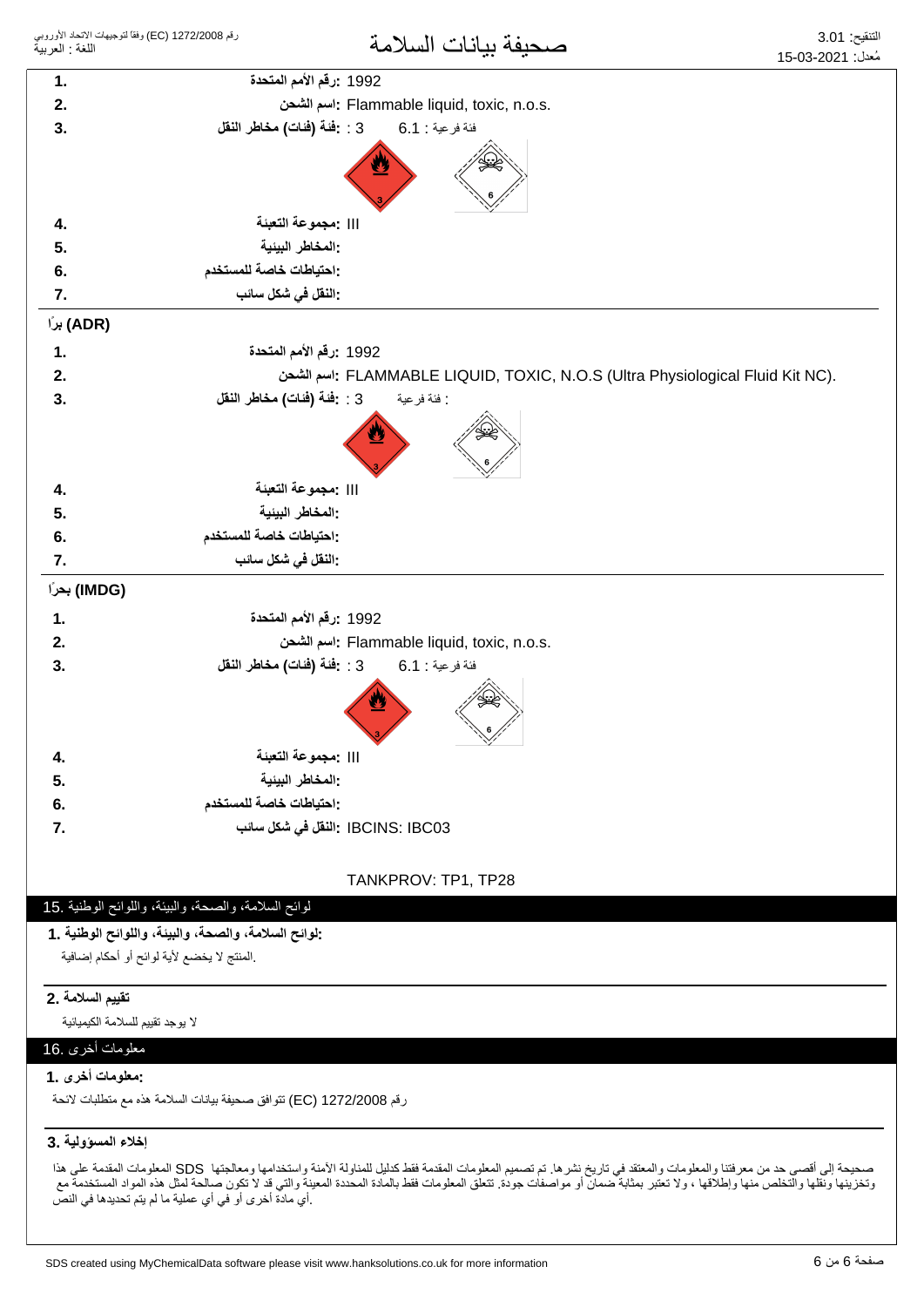| | | |
|---|---|---|
| 1. | رقم الأمم المتحدة: | 1992 |
| 2. | اسم الشحن: | Flammable liquid, toxic, n.o.s. |
| 3. | فئة (فئات) مخاطر النقل: | 3 فئة فرعية : 6.1 |
| 4. | مجموعة التعبئة: | III |
| 5. | المخاطر البيئية: | |
| 6. | احتياطات خاصة للمستخدم: | |
| 7. | النقل في شكل سائب: | |

**برًا (ADR)**

| | | |
|---|---|---|
| 1. | رقم الأمم المتحدة: | 1992 |
| 2. | اسم الشحن: | FLAMMABLE LIQUID, TOXIC, N.O.S (Ultra Physiological Fluid Kit NC). |
| 3. | فئة (فئات) مخاطر النقل: | 3 : فئة فرعية |
| 4. | مجموعة التعبئة: | III |
| 5. | المخاطر البيئية: | |
| 6. | احتياطات خاصة للمستخدم: | |
| 7. | النقل في شكل سائب: | |

**بحرًا (IMDG)**

| | | |
|---|---|---|
| 1. | رقم الأمم المتحدة: | 1992 |
| 2. | اسم الشحن: | Flammable liquid, toxic, n.o.s. |
| 3. | فئة (فئات) مخاطر النقل: | 3 فئة فرعية : 6.1 |
| 4. | مجموعة التعبئة: | III |
| 5. | المخاطر البيئية: | |
| 6. | احتياطات خاصة للمستخدم: | |
| 7. | النقل في شكل سائب: | IBCINS: IBC03<br>TANKPROV: TP1, TP28 |

## 15. لوائح السلامة، والصحة، والبيئة، واللوائح الوطنية

**1. لوائح السلامة، والصحة، والبيئة، واللوائح الوطنية:**

المنتج لا يخضع لأية لوائح أو أحكام إضافية.

**2. تقييم السلامة**

لا يوجد تقييم للسلامة الكيميائية

## 16. معلومات أخرى

**1. معلومات أخرى:**

رقم 1272/2008 (EC) تتوافق صحيفة بيانات السلامة هذه مع متطلبات لائحة

**3. إخلاء المسؤولية**

المعلومات المقدمة على هذا SDS صحيحة إلى أقصى حد من معرفتنا والمعلومات والمعتقد في تاريخ نشرها. تم تصميم المعلومات المقدمة فقط كدليل للمناولة الآمنة واستخدامها ومعالجتها وتخزينها ونقلها والتخلص منها وإطلاقها ، ولا تعتبر بمثابة ضمان أو مواصفات جودة. تتعلق المعلومات فقط بالمادة المحددة المعينة والتي قد لا تكون صالحة لمثل هذه المواد المستخدمة مع أي مادة أخرى أو في أي عملية ما لم يتم تحديدها في النص.

SDS created using MyChemicalData software please visit www.hanksolutions.co.uk for more information